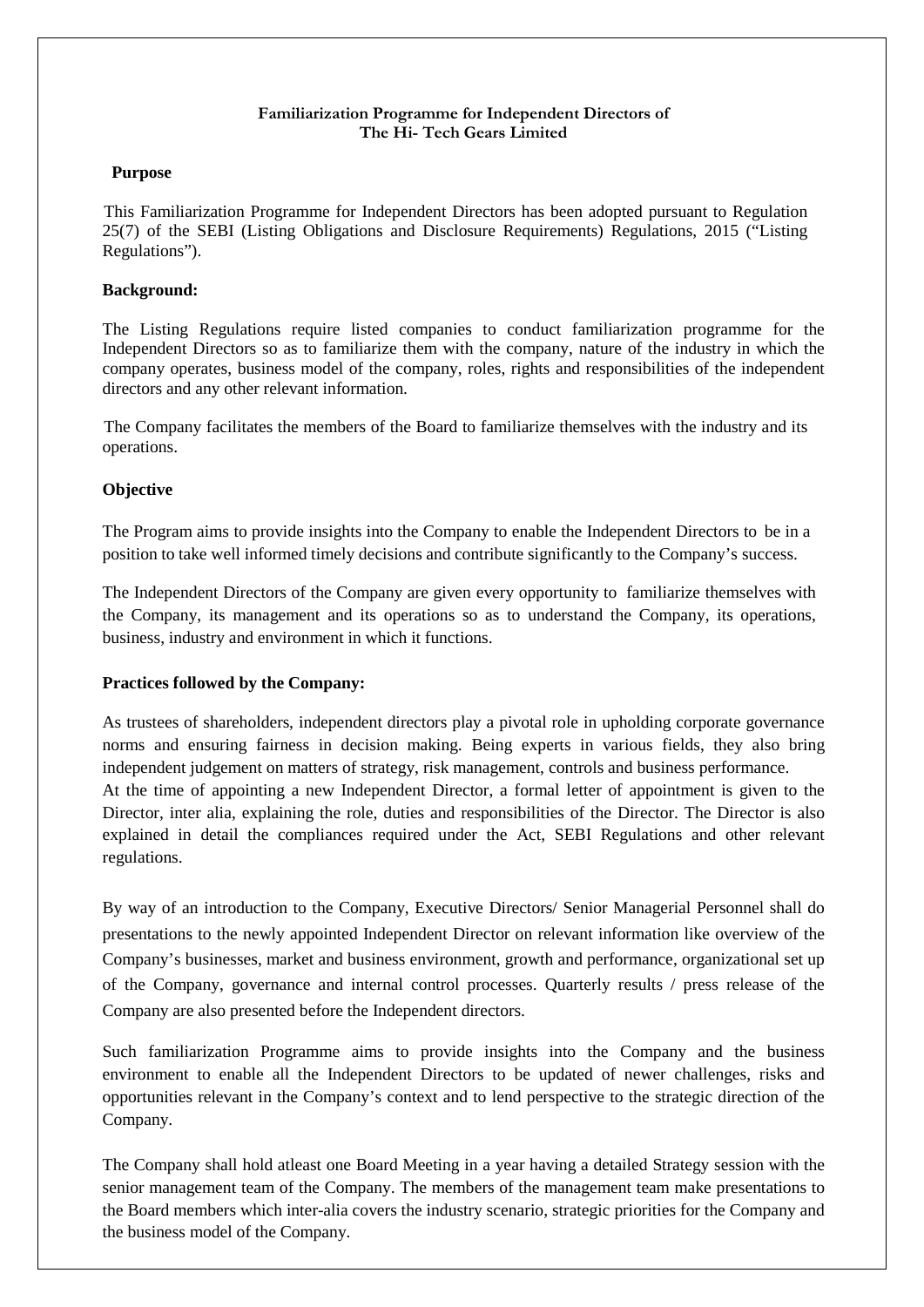**Familiarization Programme for Independent Directors of The Hi- Tech Gears Limited**

**Purpose**

This Familiarization Programme for Independent Directors has been adopted pursuant to Regulation 25(7) of the SEBI (Listing Obligations and Disclosure Requirements) Regulations, 2015 ("Listing Regulations").

**Background:**

The Listing Regulations require listed companies to conduct familiarization programme for the Independent Directors so as to familiarize them with the company, nature of the industry in which the company operates, business model of the company, roles, rights and responsibilities of the independent directors and any other relevant information.

The Company facilitates the members of the Board to familiarize themselves with the industry and its operations.

**Objective**

The Program aims to provide insights into the Company to enable the Independent Directors to be in a position to take well informed timely decisions and contribute significantly to the Company's success.

The Independent Directors of the Company are given every opportunity to familiarize themselves with the Company, its management and its operations so as to understand the Company, its operations, business, industry and environment in which it functions.

**Practices followed by the Company:**

As trustees of shareholders, independent directors play a pivotal role in upholding corporate governance norms and ensuring fairness in decision making. Being experts in various fields, they also bring independent judgement on matters of strategy, risk management, controls and business performance.
At the time of appointing a new Independent Director, a formal letter of appointment is given to the Director, inter alia, explaining the role, duties and responsibilities of the Director. The Director is also explained in detail the compliances required under the Act, SEBI Regulations and other relevant regulations.

By way of an introduction to the Company, Executive Directors/ Senior Managerial Personnel shall do presentations to the newly appointed Independent Director on relevant information like overview of the Company's businesses, market and business environment, growth and performance, organizational set up of the Company, governance and internal control processes. Quarterly results / press release of the Company are also presented before the Independent directors.

Such familiarization Programme aims to provide insights into the Company and the business environment to enable all the Independent Directors to be updated of newer challenges, risks and opportunities relevant in the Company's context and to lend perspective to the strategic direction of the Company.

The Company shall hold atleast one Board Meeting in a year having a detailed Strategy session with the senior management team of the Company. The members of the management team make presentations to the Board members which inter-alia covers the industry scenario, strategic priorities for the Company and the business model of the Company.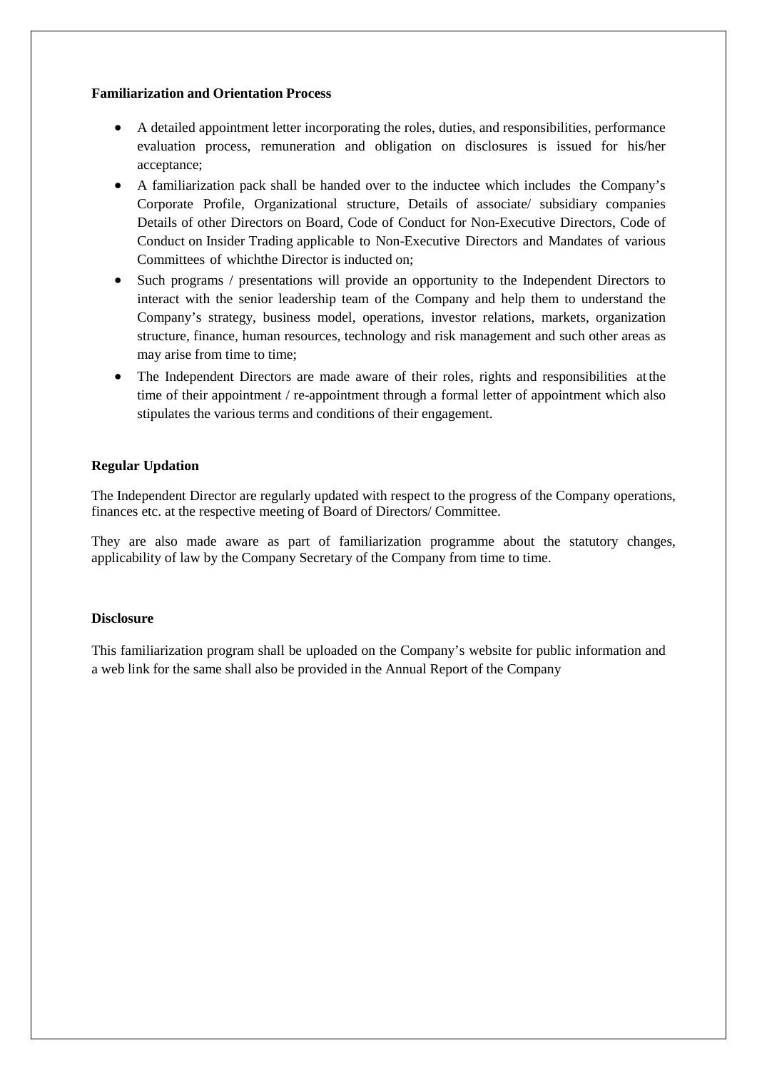**Familiarization and Orientation Process**

- A detailed appointment letter incorporating the roles, duties, and responsibilities, performance evaluation process, remuneration and obligation on disclosures is issued for his/her acceptance;
- A familiarization pack shall be handed over to the inductee which includes the Company's Corporate Profile, Organizational structure, Details of associate/ subsidiary companies Details of other Directors on Board, Code of Conduct for Non-Executive Directors, Code of Conduct on Insider Trading applicable to Non-Executive Directors and Mandates of various Committees of whichthe Director is inducted on;
- Such programs / presentations will provide an opportunity to the Independent Directors to interact with the senior leadership team of the Company and help them to understand the Company's strategy, business model, operations, investor relations, markets, organization structure, finance, human resources, technology and risk management and such other areas as may arise from time to time;
- The Independent Directors are made aware of their roles, rights and responsibilities at the time of their appointment / re-appointment through a formal letter of appointment which also stipulates the various terms and conditions of their engagement.

**Regular Updation**

The Independent Director are regularly updated with respect to the progress of the Company operations, finances etc. at the respective meeting of Board of Directors/ Committee.

They are also made aware as part of familiarization programme about the statutory changes, applicability of law by the Company Secretary of the Company from time to time.

**Disclosure**

This familiarization program shall be uploaded on the Company's website for public information and a web link for the same shall also be provided in the Annual Report of the Company